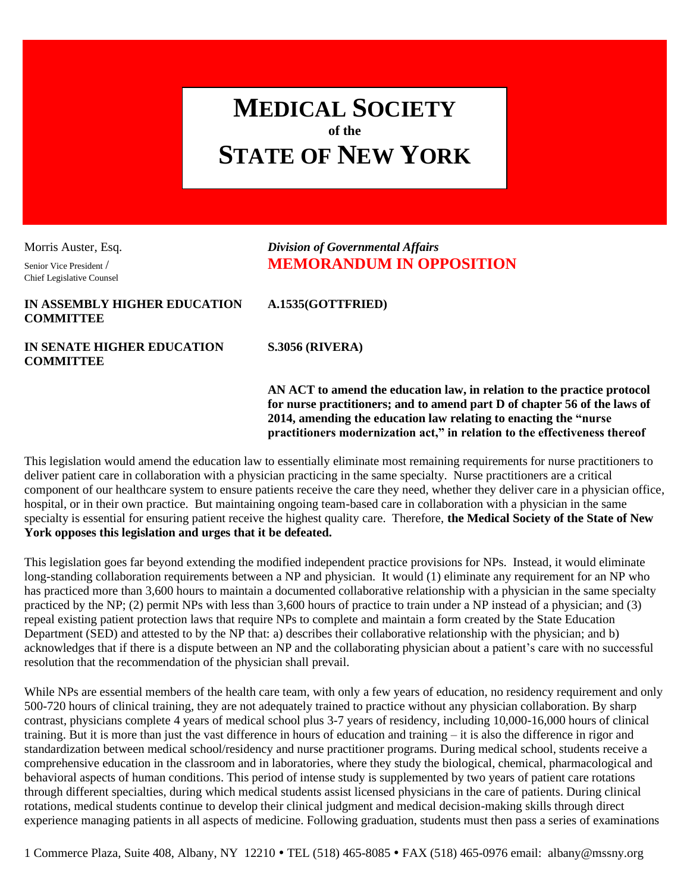# MEDICAL SOCIETY of the STATE OF NEW YORK

Morris Auster, Esq.
Senior Vice President / Chief Legislative Counsel

*Division of Governmental Affairs*
**MEMORANDUM IN OPPOSITION**

**IN ASSEMBLY HIGHER EDUCATION COMMITTEE** **A.1535(GOTTFRIED)**

**IN SENATE HIGHER EDUCATION COMMITTEE** **S.3056 (RIVERA)**

**AN ACT to amend the education law, in relation to the practice protocol for nurse practitioners; and to amend part D of chapter 56 of the laws of 2014, amending the education law relating to enacting the "nurse practitioners modernization act," in relation to the effectiveness thereof**

This legislation would amend the education law to essentially eliminate most remaining requirements for nurse practitioners to deliver patient care in collaboration with a physician practicing in the same specialty. Nurse practitioners are a critical component of our healthcare system to ensure patients receive the care they need, whether they deliver care in a physician office, hospital, or in their own practice. But maintaining ongoing team-based care in collaboration with a physician in the same specialty is essential for ensuring patient receive the highest quality care. Therefore, **the Medical Society of the State of New York opposes this legislation and urges that it be defeated.**

This legislation goes far beyond extending the modified independent practice provisions for NPs. Instead, it would eliminate long-standing collaboration requirements between a NP and physician. It would (1) eliminate any requirement for an NP who has practiced more than 3,600 hours to maintain a documented collaborative relationship with a physician in the same specialty practiced by the NP; (2) permit NPs with less than 3,600 hours of practice to train under a NP instead of a physician; and (3) repeal existing patient protection laws that require NPs to complete and maintain a form created by the State Education Department (SED) and attested to by the NP that: a) describes their collaborative relationship with the physician; and b) acknowledges that if there is a dispute between an NP and the collaborating physician about a patient's care with no successful resolution that the recommendation of the physician shall prevail.

While NPs are essential members of the health care team, with only a few years of education, no residency requirement and only 500-720 hours of clinical training, they are not adequately trained to practice without any physician collaboration. By sharp contrast, physicians complete 4 years of medical school plus 3-7 years of residency, including 10,000-16,000 hours of clinical training. But it is more than just the vast difference in hours of education and training – it is also the difference in rigor and standardization between medical school/residency and nurse practitioner programs. During medical school, students receive a comprehensive education in the classroom and in laboratories, where they study the biological, chemical, pharmacological and behavioral aspects of human conditions. This period of intense study is supplemented by two years of patient care rotations through different specialties, during which medical students assist licensed physicians in the care of patients. During clinical rotations, medical students continue to develop their clinical judgment and medical decision-making skills through direct experience managing patients in all aspects of medicine. Following graduation, students must then pass a series of examinations

1 Commerce Plaza, Suite 408, Albany, NY 12210 • TEL (518) 465-8085 • FAX (518) 465-0976 email: albany@mssny.org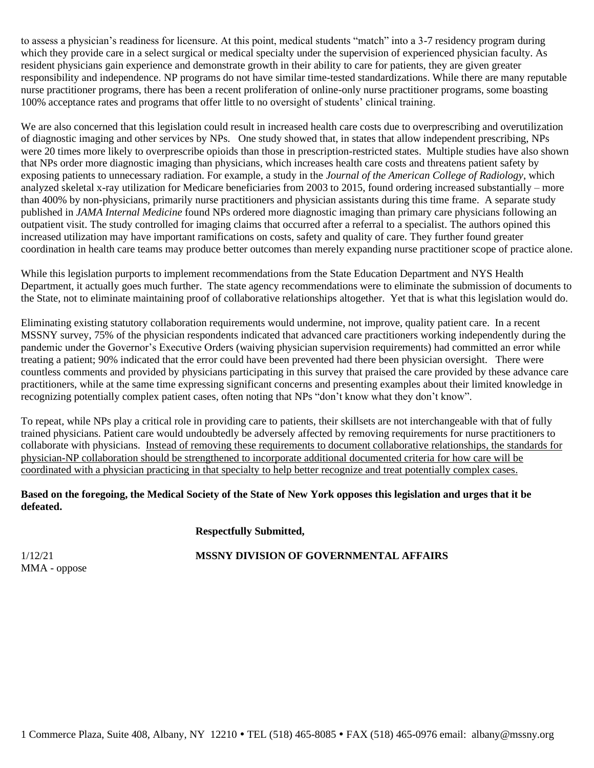to assess a physician's readiness for licensure. At this point, medical students "match" into a 3-7 residency program during which they provide care in a select surgical or medical specialty under the supervision of experienced physician faculty. As resident physicians gain experience and demonstrate growth in their ability to care for patients, they are given greater responsibility and independence. NP programs do not have similar time-tested standardizations. While there are many reputable nurse practitioner programs, there has been a recent proliferation of online-only nurse practitioner programs, some boasting 100% acceptance rates and programs that offer little to no oversight of students' clinical training.

We are also concerned that this legislation could result in increased health care costs due to overprescribing and overutilization of diagnostic imaging and other services by NPs. One study showed that, in states that allow independent prescribing, NPs were 20 times more likely to overprescribe opioids than those in prescription-restricted states. Multiple studies have also shown that NPs order more diagnostic imaging than physicians, which increases health care costs and threatens patient safety by exposing patients to unnecessary radiation. For example, a study in the *Journal of the American College of Radiology*, which analyzed skeletal x-ray utilization for Medicare beneficiaries from 2003 to 2015, found ordering increased substantially – more than 400% by non-physicians, primarily nurse practitioners and physician assistants during this time frame. A separate study published in *JAMA Internal Medicine* found NPs ordered more diagnostic imaging than primary care physicians following an outpatient visit. The study controlled for imaging claims that occurred after a referral to a specialist. The authors opined this increased utilization may have important ramifications on costs, safety and quality of care. They further found greater coordination in health care teams may produce better outcomes than merely expanding nurse practitioner scope of practice alone.

While this legislation purports to implement recommendations from the State Education Department and NYS Health Department, it actually goes much further. The state agency recommendations were to eliminate the submission of documents to the State, not to eliminate maintaining proof of collaborative relationships altogether. Yet that is what this legislation would do.

Eliminating existing statutory collaboration requirements would undermine, not improve, quality patient care. In a recent MSSNY survey, 75% of the physician respondents indicated that advanced care practitioners working independently during the pandemic under the Governor's Executive Orders (waiving physician supervision requirements) had committed an error while treating a patient; 90% indicated that the error could have been prevented had there been physician oversight. There were countless comments and provided by physicians participating in this survey that praised the care provided by these advance care practitioners, while at the same time expressing significant concerns and presenting examples about their limited knowledge in recognizing potentially complex patient cases, often noting that NPs "don't know what they don't know".

To repeat, while NPs play a critical role in providing care to patients, their skillsets are not interchangeable with that of fully trained physicians. Patient care would undoubtedly be adversely affected by removing requirements for nurse practitioners to collaborate with physicians. Instead of removing these requirements to document collaborative relationships, the standards for physician-NP collaboration should be strengthened to incorporate additional documented criteria for how care will be coordinated with a physician practicing in that specialty to help better recognize and treat potentially complex cases.

**Based on the foregoing, the Medical Society of the State of New York opposes this legislation and urges that it be defeated.**

**Respectfully Submitted,**

**MSSNY DIVISION OF GOVERNMENTAL AFFAIRS**

1/12/21
MMA - oppose

1 Commerce Plaza, Suite 408, Albany, NY 12210 • TEL (518) 465-8085 • FAX (518) 465-0976 email: albany@mssny.org